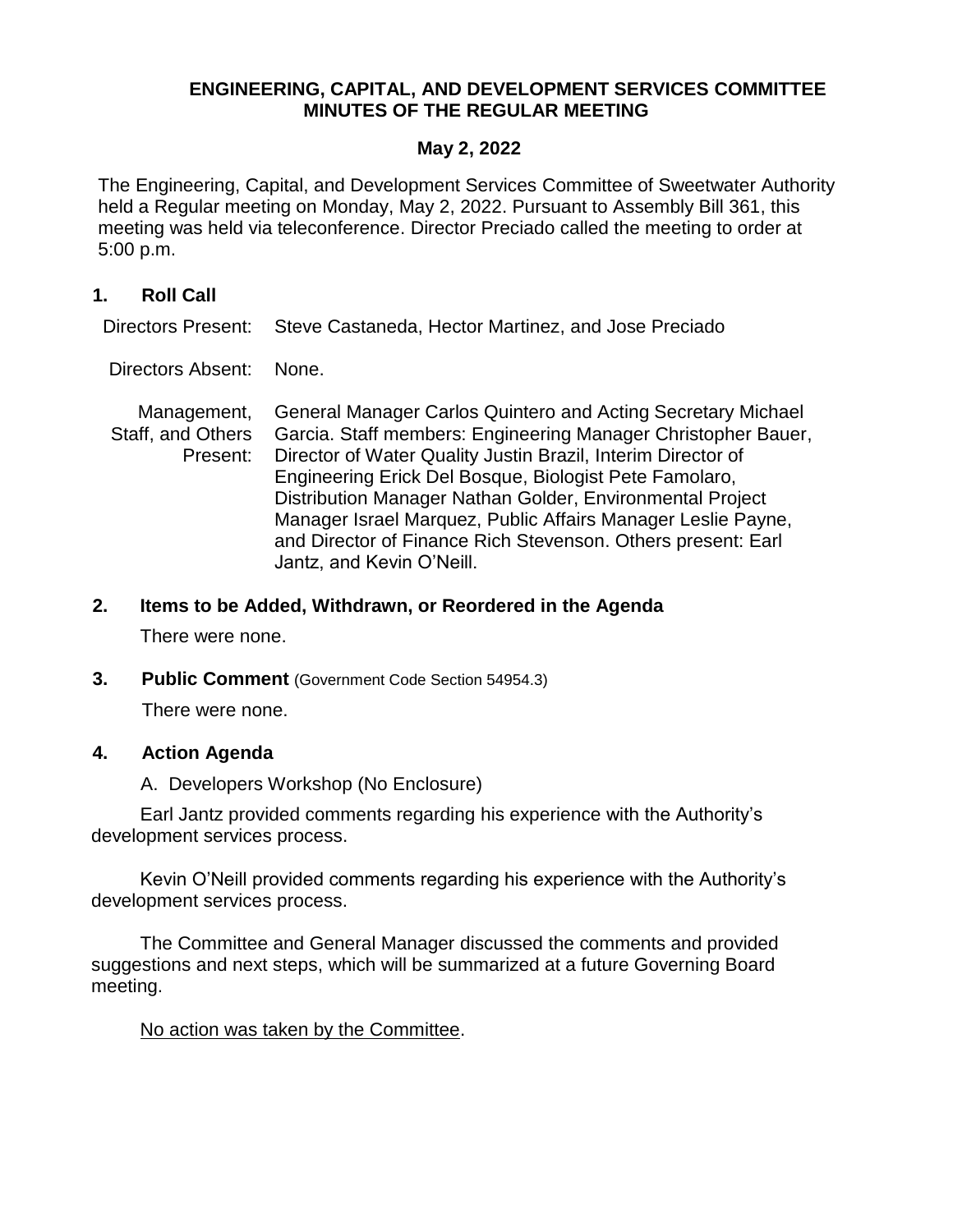# ENGINEERING, CAPITAL, AND DEVELOPMENT SERVICES COMMITTEE MINUTES OF THE REGULAR MEETING

**May 2, 2022**

The Engineering, Capital, and Development Services Committee of Sweetwater Authority held a Regular meeting on Monday, May 2, 2022. Pursuant to Assembly Bill 361, this meeting was held via teleconference. Director Preciado called the meeting to order at 5:00 p.m.

## 1. Roll Call

| | |
|---|---|
| Directors Present: | Steve Castaneda, Hector Martinez, and Jose Preciado |
| Directors Absent: | None. |
| Management, Staff, and Others Present: | General Manager Carlos Quintero and Acting Secretary Michael Garcia. Staff members: Engineering Manager Christopher Bauer, Director of Water Quality Justin Brazil, Interim Director of Engineering Erick Del Bosque, Biologist Pete Famolaro, Distribution Manager Nathan Golder, Environmental Project Manager Israel Marquez, Public Affairs Manager Leslie Payne, and Director of Finance Rich Stevenson. Others present: Earl Jantz, and Kevin O'Neill. |

## 2. Items to be Added, Withdrawn, or Reordered in the Agenda

There were none.

## 3. Public Comment (Government Code Section 54954.3)

There were none.

## 4. Action Agenda

A. Developers Workshop (No Enclosure)

Earl Jantz provided comments regarding his experience with the Authority's development services process.

Kevin O'Neill provided comments regarding his experience with the Authority's development services process.

The Committee and General Manager discussed the comments and provided suggestions and next steps, which will be summarized at a future Governing Board meeting.

No action was taken by the Committee.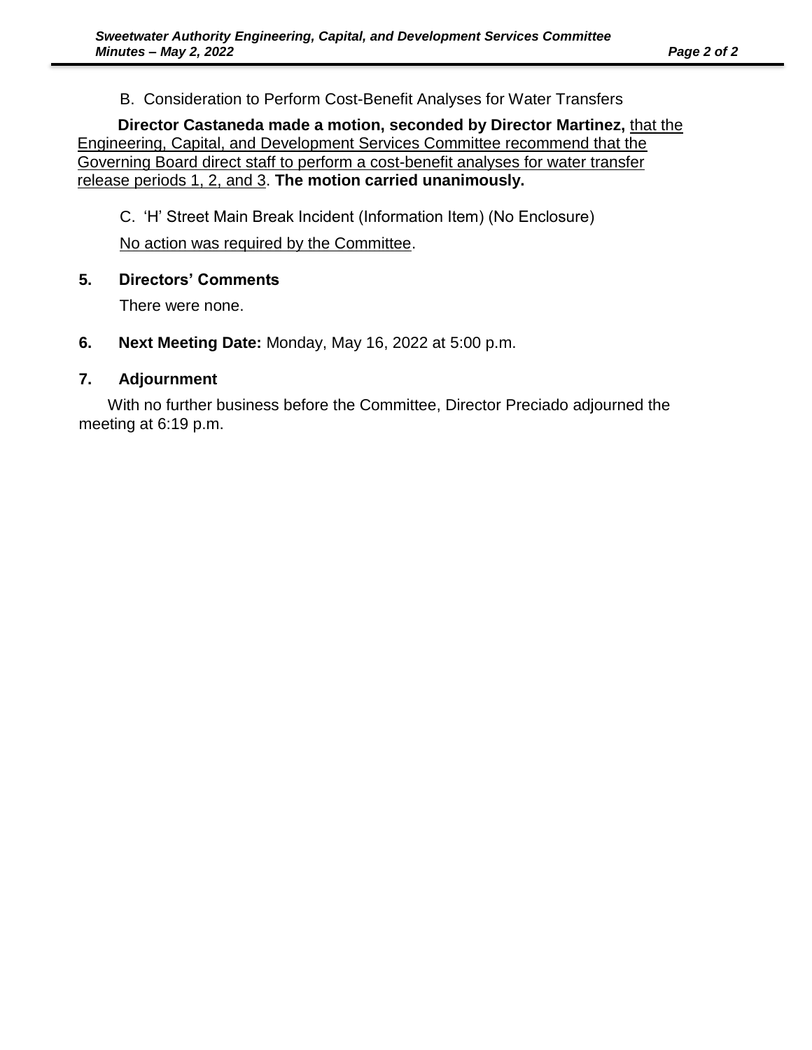B. Consideration to Perform Cost-Benefit Analyses for Water Transfers

**Director Castaneda made a motion, seconded by Director Martinez,** that the Engineering, Capital, and Development Services Committee recommend that the Governing Board direct staff to perform a cost-benefit analyses for water transfer release periods 1, 2, and 3. **The motion carried unanimously.**

C. 'H' Street Main Break Incident (Information Item) (No Enclosure)

No action was required by the Committee.

## 5. Directors' Comments

There were none.

## 6. Next Meeting Date: Monday, May 16, 2022 at 5:00 p.m.

## 7. Adjournment

With no further business before the Committee, Director Preciado adjourned the meeting at 6:19 p.m.